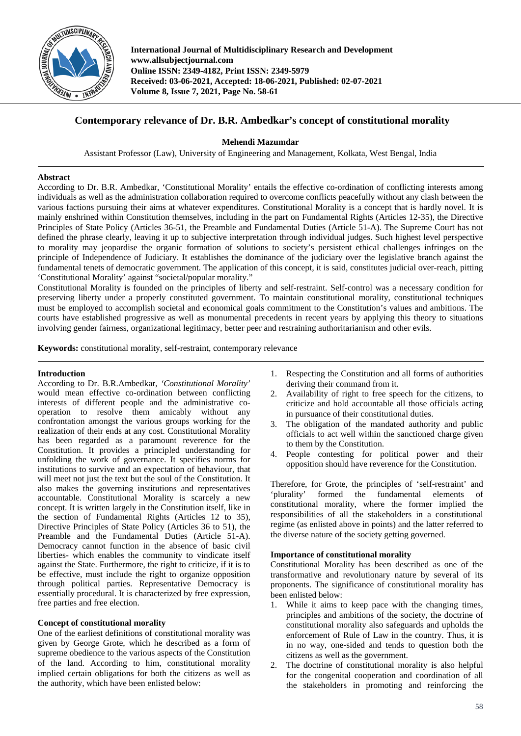# Contemporary relevance of Dr. B.R. Ambedkar's concept of constitutional morality

**Mehendi Mazumdar**

Assistant Professor (Law), University of Engineering and Management, Kolkata, West Bengal, India

## Abstract

According to Dr. B.R. Ambedkar, 'Constitutional Morality' entails the effective co-ordination of conflicting interests among individuals as well as the administration collaboration required to overcome conflicts peacefully without any clash between the various factions pursuing their aims at whatever expenditures. Constitutional Morality is a concept that is hardly novel. It is mainly enshrined within Constitution themselves, including in the part on Fundamental Rights (Articles 12-35), the Directive Principles of State Policy (Articles 36-51, the Preamble and Fundamental Duties (Article 51-A). The Supreme Court has not defined the phrase clearly, leaving it up to subjective interpretation through individual judges. Such highest level perspective to morality may jeopardise the organic formation of solutions to society's persistent ethical challenges infringes on the principle of Independence of Judiciary. It establishes the dominance of the judiciary over the legislative branch against the fundamental tenets of democratic government. The application of this concept, it is said, constitutes judicial over-reach, pitting 'Constitutional Morality' against "societal/popular morality."

Constitutional Morality is founded on the principles of liberty and self-restraint. Self-control was a necessary condition for preserving liberty under a properly constituted government. To maintain constitutional morality, constitutional techniques must be employed to accomplish societal and economical goals commitment to the Constitution's values and ambitions. The courts have established progressive as well as monumental precedents in recent years by applying this theory to situations involving gender fairness, organizational legitimacy, better peer and restraining authoritarianism and other evils.

**Keywords:** constitutional morality, self-restraint, contemporary relevance

## Introduction

According to Dr. B.R.Ambedkar, *'Constitutional Morality'* would mean effective co-ordination between conflicting interests of different people and the administrative co-operation to resolve them amicably without any confrontation amongst the various groups working for the realization of their ends at any cost. Constitutional Morality has been regarded as a paramount reverence for the Constitution. It provides a principled understanding for unfolding the work of governance. It specifies norms for institutions to survive and an expectation of behaviour, that will meet not just the text but the soul of the Constitution. It also makes the governing institutions and representatives accountable. Constitutional Morality is scarcely a new concept. It is written largely in the Constitution itself, like in the section of Fundamental Rights (Articles 12 to 35), Directive Principles of State Policy (Articles 36 to 51), the Preamble and the Fundamental Duties (Article 51-A). Democracy cannot function in the absence of basic civil liberties- which enables the community to vindicate itself against the State. Furthermore, the right to criticize, if it is to be effective, must include the right to organize opposition through political parties. Representative Democracy is essentially procedural. It is characterized by free expression, free parties and free election.

## Concept of constitutional morality

One of the earliest definitions of constitutional morality was given by George Grote, which he described as a form of supreme obedience to the various aspects of the Constitution of the land. According to him, constitutional morality implied certain obligations for both the citizens as well as the authority, which have been enlisted below:

1. Respecting the Constitution and all forms of authorities deriving their command from it.
2. Availability of right to free speech for the citizens, to criticize and hold accountable all those officials acting in pursuance of their constitutional duties.
3. The obligation of the mandated authority and public officials to act well within the sanctioned charge given to them by the Constitution.
4. People contesting for political power and their opposition should have reverence for the Constitution.

Therefore, for Grote, the principles of 'self-restraint' and 'plurality' formed the fundamental elements of constitutional morality, where the former implied the responsibilities of all the stakeholders in a constitutional regime (as enlisted above in points) and the latter referred to the diverse nature of the society getting governed.

## Importance of constitutional morality

Constitutional Morality has been described as one of the transformative and revolutionary nature by several of its proponents. The significance of constitutional morality has been enlisted below:

1. While it aims to keep pace with the changing times, principles and ambitions of the society, the doctrine of constitutional morality also safeguards and upholds the enforcement of Rule of Law in the country. Thus, it is in no way, one-sided and tends to question both the citizens as well as the government.
2. The doctrine of constitutional morality is also helpful for the congenital cooperation and coordination of all the stakeholders in promoting and reinforcing the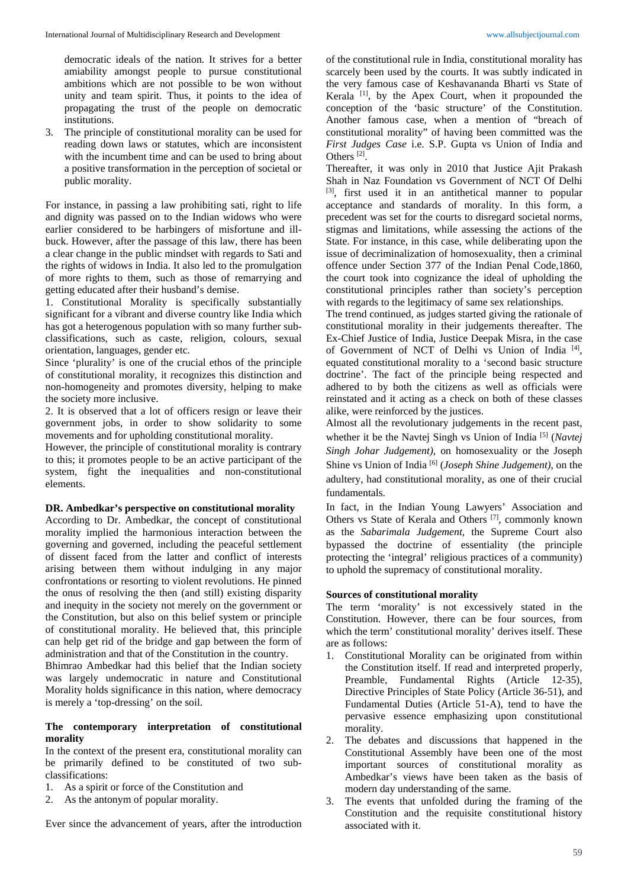democratic ideals of the nation. It strives for a better amiability amongst people to pursue constitutional ambitions which are not possible to be won without unity and team spirit. Thus, it points to the idea of propagating the trust of the people on democratic institutions.

3. The principle of constitutional morality can be used for reading down laws or statutes, which are inconsistent with the incumbent time and can be used to bring about a positive transformation in the perception of societal or public morality.

For instance, in passing a law prohibiting sati, right to life and dignity was passed on to the Indian widows who were earlier considered to be harbingers of misfortune and ill-buck. However, after the passage of this law, there has been a clear change in the public mindset with regards to Sati and the rights of widows in India. It also led to the promulgation of more rights to them, such as those of remarrying and getting educated after their husband's demise.

1. Constitutional Morality is specifically substantially significant for a vibrant and diverse country like India which has got a heterogenous population with so many further sub-classifications, such as caste, religion, colours, sexual orientation, languages, gender etc.

Since 'plurality' is one of the crucial ethos of the principle of constitutional morality, it recognizes this distinction and non-homogeneity and promotes diversity, helping to make the society more inclusive.

2. It is observed that a lot of officers resign or leave their government jobs, in order to show solidarity to some movements and for upholding constitutional morality.

However, the principle of constitutional morality is contrary to this; it promotes people to be an active participant of the system, fight the inequalities and non-constitutional elements.

### DR. Ambedkar's perspective on constitutional morality

According to Dr. Ambedkar, the concept of constitutional morality implied the harmonious interaction between the governing and governed, including the peaceful settlement of dissent faced from the latter and conflict of interests arising between them without indulging in any major confrontations or resorting to violent revolutions. He pinned the onus of resolving the then (and still) existing disparity and inequity in the society not merely on the government or the Constitution, but also on this belief system or principle of constitutional morality. He believed that, this principle can help get rid of the bridge and gap between the form of administration and that of the Constitution in the country.

Bhimrao Ambedkar had this belief that the Indian society was largely undemocratic in nature and Constitutional Morality holds significance in this nation, where democracy is merely a 'top-dressing' on the soil.

### The contemporary interpretation of constitutional morality

In the context of the present era, constitutional morality can be primarily defined to be constituted of two sub-classifications:

1. As a spirit or force of the Constitution and
2. As the antonym of popular morality.

Ever since the advancement of years, after the introduction of the constitutional rule in India, constitutional morality has scarcely been used by the courts. It was subtly indicated in the very famous case of Keshavananda Bharti vs State of Kerala [1], by the Apex Court, when it propounded the conception of the 'basic structure' of the Constitution. Another famous case, when a mention of "breach of constitutional morality" of having been committed was the *First Judges Case* i.e. S.P. Gupta vs Union of India and Others [2].

Thereafter, it was only in 2010 that Justice Ajit Prakash Shah in Naz Foundation vs Government of NCT Of Delhi [3], first used it in an antithetical manner to popular acceptance and standards of morality. In this form, a precedent was set for the courts to disregard societal norms, stigmas and limitations, while assessing the actions of the State. For instance, in this case, while deliberating upon the issue of decriminalization of homosexuality, then a criminal offence under Section 377 of the Indian Penal Code,1860, the court took into cognizance the ideal of upholding the constitutional principles rather than society's perception with regards to the legitimacy of same sex relationships.

The trend continued, as judges started giving the rationale of constitutional morality in their judgements thereafter. The Ex-Chief Justice of India, Justice Deepak Misra, in the case of Government of NCT of Delhi vs Union of India [4], equated constitutional morality to a 'second basic structure doctrine'. The fact of the principle being respected and adhered to by both the citizens as well as officials were reinstated and it acting as a check on both of these classes alike, were reinforced by the justices.

Almost all the revolutionary judgements in the recent past, whether it be the Navtej Singh vs Union of India [5] (*Navtej Singh Johar Judgement)*, on homosexuality or the Joseph Shine vs Union of India [6] (*Joseph Shine Judgement)*, on the adultery, had constitutional morality, as one of their crucial fundamentals.

In fact, in the Indian Young Lawyers' Association and Others vs State of Kerala and Others [7], commonly known as the *Sabarimala Judgement*, the Supreme Court also bypassed the doctrine of essentiality (the principle protecting the 'integral' religious practices of a community) to uphold the supremacy of constitutional morality.

### Sources of constitutional morality

The term 'morality' is not excessively stated in the Constitution. However, there can be four sources, from which the term' constitutional morality' derives itself. These are as follows:

1. Constitutional Morality can be originated from within the Constitution itself. If read and interpreted properly, Preamble, Fundamental Rights (Article 12-35), Directive Principles of State Policy (Article 36-51), and Fundamental Duties (Article 51-A), tend to have the pervasive essence emphasizing upon constitutional morality.
2. The debates and discussions that happened in the Constitutional Assembly have been one of the most important sources of constitutional morality as Ambedkar's views have been taken as the basis of modern day understanding of the same.
3. The events that unfolded during the framing of the Constitution and the requisite constitutional history associated with it.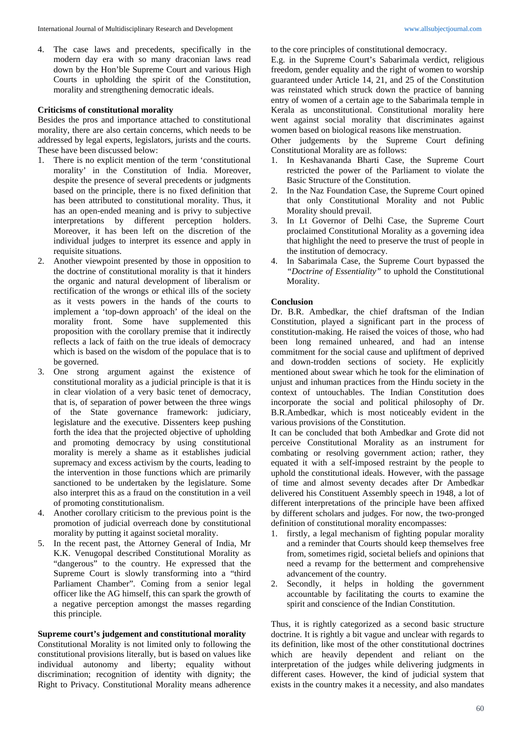4. The case laws and precedents, specifically in the modern day era with so many draconian laws read down by the Hon'ble Supreme Court and various High Courts in upholding the spirit of the Constitution, morality and strengthening democratic ideals.

### Criticisms of constitutional morality

Besides the pros and importance attached to constitutional morality, there are also certain concerns, which needs to be addressed by legal experts, legislators, jurists and the courts. These have been discussed below:

1. There is no explicit mention of the term 'constitutional morality' in the Constitution of India. Moreover, despite the presence of several precedents or judgments based on the principle, there is no fixed definition that has been attributed to constitutional morality. Thus, it has an open-ended meaning and is privy to subjective interpretations by different perception holders. Moreover, it has been left on the discretion of the individual judges to interpret its essence and apply in requisite situations.
2. Another viewpoint presented by those in opposition to the doctrine of constitutional morality is that it hinders the organic and natural development of liberalism or rectification of the wrongs or ethical ills of the society as it vests powers in the hands of the courts to implement a 'top-down approach' of the ideal on the morality front. Some have supplemented this proposition with the corollary premise that it indirectly reflects a lack of faith on the true ideals of democracy which is based on the wisdom of the populace that is to be governed.
3. One strong argument against the existence of constitutional morality as a judicial principle is that it is in clear violation of a very basic tenet of democracy, that is, of separation of power between the three wings of the State governance framework: judiciary, legislature and the executive. Dissenters keep pushing forth the idea that the projected objective of upholding and promoting democracy by using constitutional morality is merely a shame as it establishes judicial supremacy and excess activism by the courts, leading to the intervention in those functions which are primarily sanctioned to be undertaken by the legislature. Some also interpret this as a fraud on the constitution in a veil of promoting constitutionalism.
4. Another corollary criticism to the previous point is the promotion of judicial overreach done by constitutional morality by putting it against societal morality.
5. In the recent past, the Attorney General of India, Mr K.K. Venugopal described Constitutional Morality as "dangerous" to the country. He expressed that the Supreme Court is slowly transforming into a "third Parliament Chamber". Coming from a senior legal officer like the AG himself, this can spark the growth of a negative perception amongst the masses regarding this principle.

### Supreme court's judgement and constitutional morality

Constitutional Morality is not limited only to following the constitutional provisions literally, but is based on values like individual autonomy and liberty; equality without discrimination; recognition of identity with dignity; the Right to Privacy. Constitutional Morality means adherence to the core principles of constitutional democracy.

E.g. in the Supreme Court's Sabarimala verdict, religious freedom, gender equality and the right of women to worship guaranteed under Article 14, 21, and 25 of the Constitution was reinstated which struck down the practice of banning entry of women of a certain age to the Sabarimala temple in Kerala as unconstitutional. Constitutional morality here went against social morality that discriminates against women based on biological reasons like menstruation.

Other judgements by the Supreme Court defining Constitutional Morality are as follows:

1. In Keshavananda Bharti Case, the Supreme Court restricted the power of the Parliament to violate the Basic Structure of the Constitution.
2. In the Naz Foundation Case, the Supreme Court opined that only Constitutional Morality and not Public Morality should prevail.
3. In Lt Governor of Delhi Case, the Supreme Court proclaimed Constitutional Morality as a governing idea that highlight the need to preserve the trust of people in the institution of democracy.
4. In Sabarimala Case, the Supreme Court bypassed the *"Doctrine of Essentiality"* to uphold the Constitutional Morality.

### Conclusion

Dr. B.R. Ambedkar, the chief draftsman of the Indian Constitution, played a significant part in the process of constitution-making. He raised the voices of those, who had been long remained unheared, and had an intense commitment for the social cause and upliftment of deprived and down-trodden sections of society. He explicitly mentioned about swear which he took for the elimination of unjust and inhuman practices from the Hindu society in the context of untouchables. The Indian Constitution does incorporate the social and political philosophy of Dr. B.R.Ambedkar, which is most noticeably evident in the various provisions of the Constitution.

It can be concluded that both Ambedkar and Grote did not perceive Constitutional Morality as an instrument for combating or resolving government action; rather, they equated it with a self-imposed restraint by the people to uphold the constitutional ideals. However, with the passage of time and almost seventy decades after Dr Ambedkar delivered his Constituent Assembly speech in 1948, a lot of different interpretations of the principle have been affixed by different scholars and judges. For now, the two-pronged definition of constitutional morality encompasses:

1. firstly, a legal mechanism of fighting popular morality and a reminder that Courts should keep themselves free from, sometimes rigid, societal beliefs and opinions that need a revamp for the betterment and comprehensive advancement of the country.
2. Secondly, it helps in holding the government accountable by facilitating the courts to examine the spirit and conscience of the Indian Constitution.

Thus, it is rightly categorized as a second basic structure doctrine. It is rightly a bit vague and unclear with regards to its definition, like most of the other constitutional doctrines which are heavily dependent and reliant on the interpretation of the judges while delivering judgments in different cases. However, the kind of judicial system that exists in the country makes it a necessity, and also mandates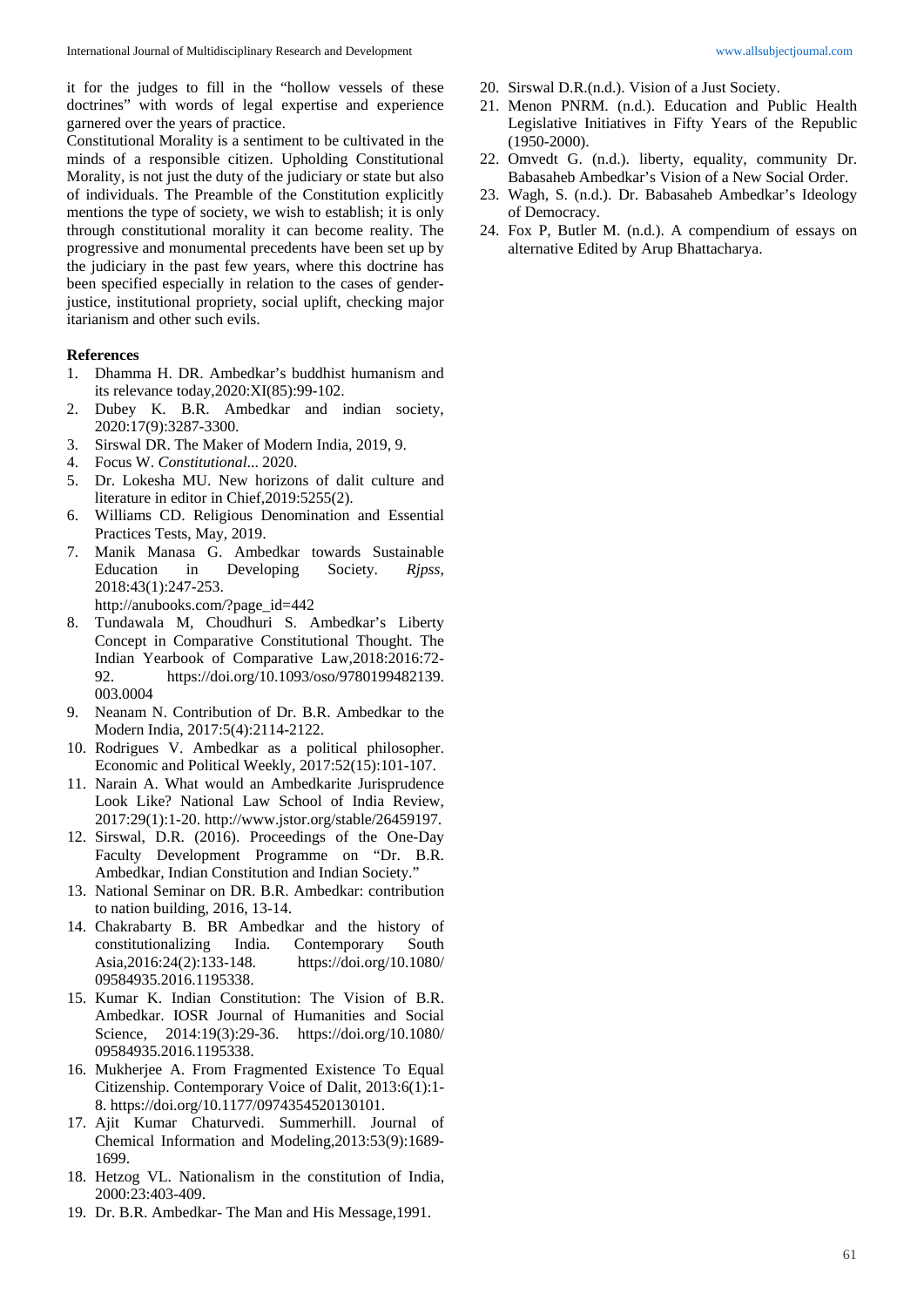it for the judges to fill in the "hollow vessels of these doctrines" with words of legal expertise and experience garnered over the years of practice.

Constitutional Morality is a sentiment to be cultivated in the minds of a responsible citizen. Upholding Constitutional Morality, is not just the duty of the judiciary or state but also of individuals. The Preamble of the Constitution explicitly mentions the type of society, we wish to establish; it is only through constitutional morality it can become reality. The progressive and monumental precedents have been set up by the judiciary in the past few years, where this doctrine has been specified especially in relation to the cases of gender-justice, institutional propriety, social uplift, checking major itarianism and other such evils.

**References**

1. Dhamma H. DR. Ambedkar's buddhist humanism and its relevance today,2020:XI(85):99-102.
2. Dubey K. B.R. Ambedkar and indian society, 2020:17(9):3287-3300.
3. Sirswal DR. The Maker of Modern India, 2019, 9.
4. Focus W. *Constitutional*... 2020.
5. Dr. Lokesha MU. New horizons of dalit culture and literature in editor in Chief,2019:5255(2).
6. Williams CD. Religious Denomination and Essential Practices Tests, May, 2019.
7. Manik Manasa G. Ambedkar towards Sustainable Education in Developing Society. *Rjpss*, 2018:43(1):247-253. http://anubooks.com/?page_id=442
8. Tundawala M, Choudhuri S. Ambedkar's Liberty Concept in Comparative Constitutional Thought. The Indian Yearbook of Comparative Law,2018:2016:72-92. https://doi.org/10.1093/oso/9780199482139.003.0004
9. Neanam N. Contribution of Dr. B.R. Ambedkar to the Modern India, 2017:5(4):2114-2122.
10. Rodrigues V. Ambedkar as a political philosopher. Economic and Political Weekly, 2017:52(15):101-107.
11. Narain A. What would an Ambedkarite Jurisprudence Look Like? National Law School of India Review, 2017:29(1):1-20. http://www.jstor.org/stable/26459197.
12. Sirswal, D.R. (2016). Proceedings of the One-Day Faculty Development Programme on "Dr. B.R. Ambedkar, Indian Constitution and Indian Society."
13. National Seminar on DR. B.R. Ambedkar: contribution to nation building, 2016, 13-14.
14. Chakrabarty B. BR Ambedkar and the history of constitutionalizing India. Contemporary South Asia,2016:24(2):133-148. https://doi.org/10.1080/09584935.2016.1195338.
15. Kumar K. Indian Constitution: The Vision of B.R. Ambedkar. IOSR Journal of Humanities and Social Science, 2014:19(3):29-36. https://doi.org/10.1080/09584935.2016.1195338.
16. Mukherjee A. From Fragmented Existence To Equal Citizenship. Contemporary Voice of Dalit, 2013:6(1):1-8. https://doi.org/10.1177/0974354520130101.
17. Ajit Kumar Chaturvedi. Summerhill. Journal of Chemical Information and Modeling,2013:53(9):1689-1699.
18. Hetzog VL. Nationalism in the constitution of India, 2000:23:403-409.
19. Dr. B.R. Ambedkar- The Man and His Message,1991.
20. Sirswal D.R.(n.d.). Vision of a Just Society.
21. Menon PNRM. (n.d.). Education and Public Health Legislative Initiatives in Fifty Years of the Republic (1950-2000).
22. Omvedt G. (n.d.). liberty, equality, community Dr. Babasaheb Ambedkar's Vision of a New Social Order.
23. Wagh, S. (n.d.). Dr. Babasaheb Ambedkar's Ideology of Democracy.
24. Fox P, Butler M. (n.d.). A compendium of essays on alternative Edited by Arup Bhattacharya.